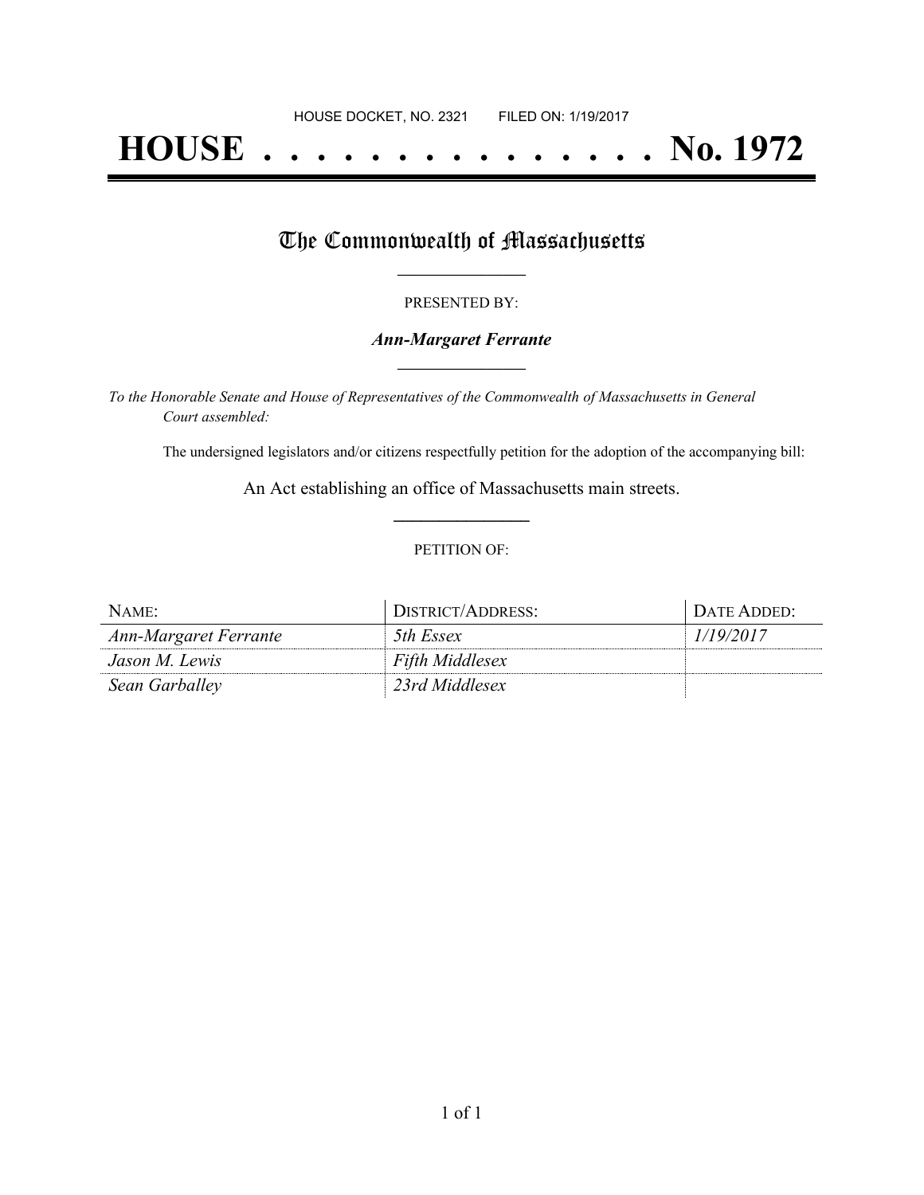HOUSE DOCKET, NO. 2321        FILED ON: 1/19/2017

# HOUSE . . . . . . . . . . . . . . . No. 1972

## The Commonwealth of Massachusetts

PRESENTED BY:

***Ann-Margaret Ferrante***

*To the Honorable Senate and House of Representatives of the Commonwealth of Massachusetts in General Court assembled:*

The undersigned legislators and/or citizens respectfully petition for the adoption of the accompanying bill:

An Act establishing an office of Massachusetts main streets.

PETITION OF:

| NAME: | DISTRICT/ADDRESS: | DATE ADDED: |
|---|---|---|
| *Ann-Margaret Ferrante* | *5th Essex* | *1/19/2017* |
| *Jason M. Lewis* | *Fifth Middlesex* | |
| *Sean Garballey* | *23rd Middlesex* | |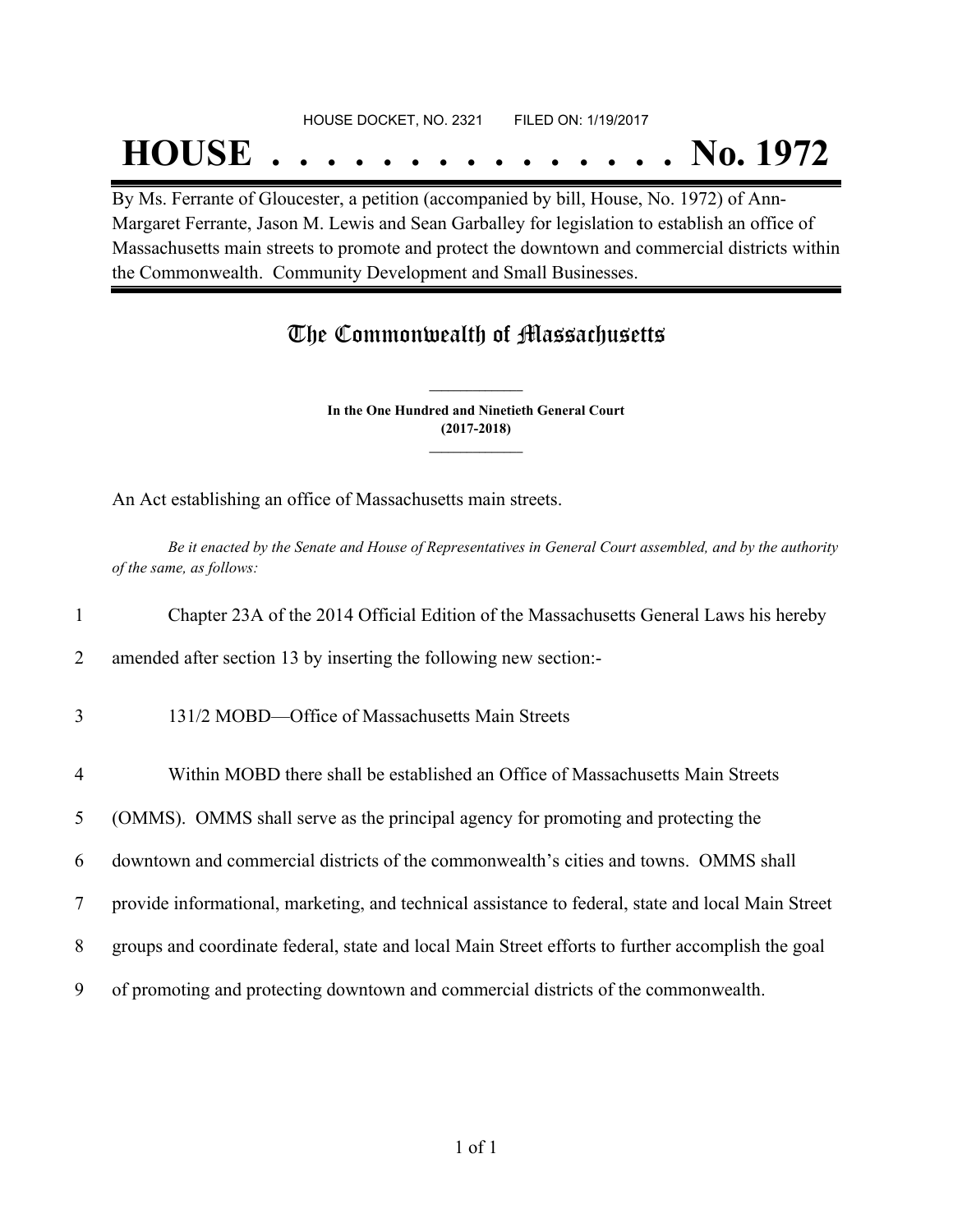HOUSE DOCKET, NO. 2321        FILED ON: 1/19/2017

# HOUSE . . . . . . . . . . . . . . . No. 1972

By Ms. Ferrante of Gloucester, a petition (accompanied by bill, House, No. 1972) of Ann-Margaret Ferrante, Jason M. Lewis and Sean Garballey for legislation to establish an office of Massachusetts main streets to promote and protect the downtown and commercial districts within the Commonwealth. Community Development and Small Businesses.

## The Commonwealth of Massachusetts

**In the One Hundred and Ninetieth General Court**
**(2017-2018)**

An Act establishing an office of Massachusetts main streets.

*Be it enacted by the Senate and House of Representatives in General Court assembled, and by the authority of the same, as follows:*

1 Chapter 23A of the 2014 Official Edition of the Massachusetts General Laws his hereby
2 amended after section 13 by inserting the following new section:-

3 131/2 MOBD—Office of Massachusetts Main Streets

4 Within MOBD there shall be established an Office of Massachusetts Main Streets
5 (OMMS). OMMS shall serve as the principal agency for promoting and protecting the
6 downtown and commercial districts of the commonwealth's cities and towns. OMMS shall
7 provide informational, marketing, and technical assistance to federal, state and local Main Street
8 groups and coordinate federal, state and local Main Street efforts to further accomplish the goal
9 of promoting and protecting downtown and commercial districts of the commonwealth.